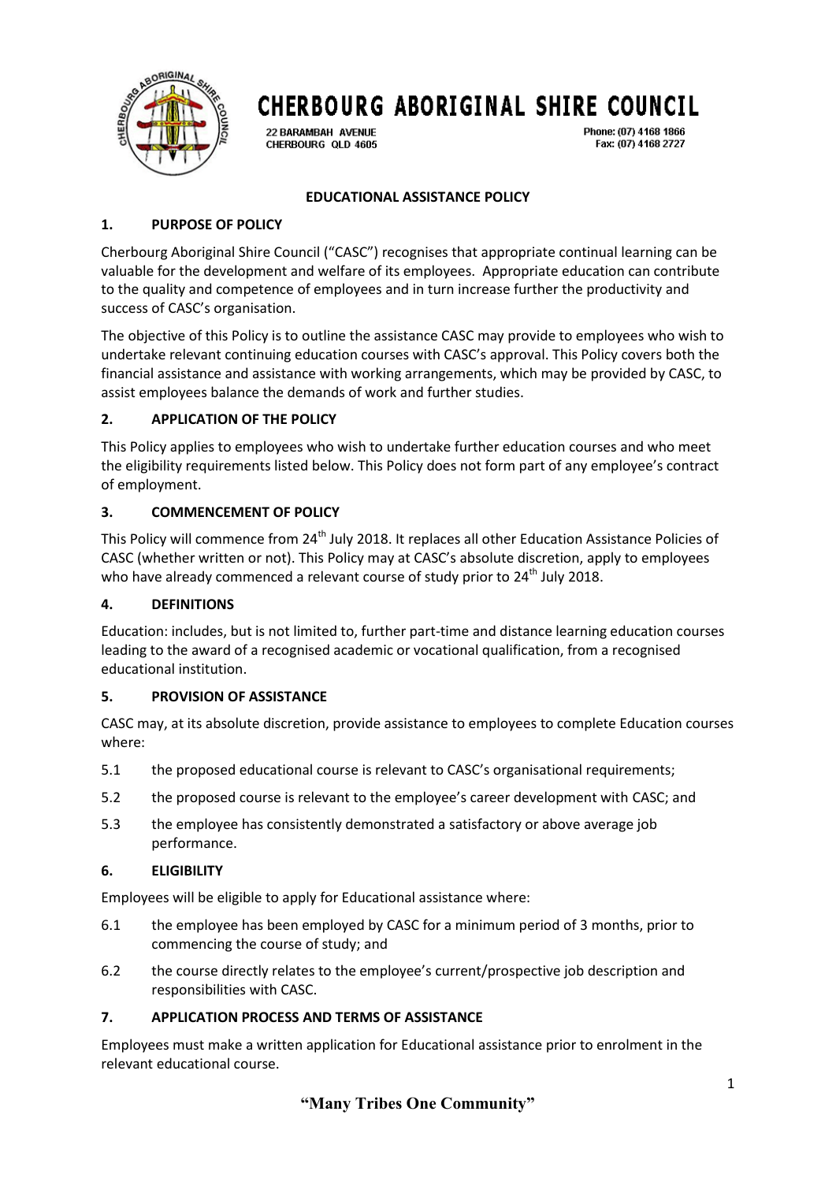# CHERBOURG ABORIGINAL SHIRE COUNCIL

22 BARAMBAH AVENUE
CHERBOURG QLD 4605

Phone: (07) 4168 1866
Fax: (07) 4168 2727

## EDUCATIONAL ASSISTANCE POLICY

### 1. PURPOSE OF POLICY

Cherbourg Aboriginal Shire Council ("CASC") recognises that appropriate continual learning can be valuable for the development and welfare of its employees. Appropriate education can contribute to the quality and competence of employees and in turn increase further the productivity and success of CASC's organisation.

The objective of this Policy is to outline the assistance CASC may provide to employees who wish to undertake relevant continuing education courses with CASC's approval. This Policy covers both the financial assistance and assistance with working arrangements, which may be provided by CASC, to assist employees balance the demands of work and further studies.

### 2. APPLICATION OF THE POLICY

This Policy applies to employees who wish to undertake further education courses and who meet the eligibility requirements listed below. This Policy does not form part of any employee's contract of employment.

### 3. COMMENCEMENT OF POLICY

This Policy will commence from 24th July 2018. It replaces all other Education Assistance Policies of CASC (whether written or not). This Policy may at CASC's absolute discretion, apply to employees who have already commenced a relevant course of study prior to 24th July 2018.

### 4. DEFINITIONS

Education: includes, but is not limited to, further part-time and distance learning education courses leading to the award of a recognised academic or vocational qualification, from a recognised educational institution.

### 5. PROVISION OF ASSISTANCE

CASC may, at its absolute discretion, provide assistance to employees to complete Education courses where:

5.1 the proposed educational course is relevant to CASC's organisational requirements;

5.2 the proposed course is relevant to the employee's career development with CASC; and

5.3 the employee has consistently demonstrated a satisfactory or above average job performance.

### 6. ELIGIBILITY

Employees will be eligible to apply for Educational assistance where:

6.1 the employee has been employed by CASC for a minimum period of 3 months, prior to commencing the course of study; and

6.2 the course directly relates to the employee's current/prospective job description and responsibilities with CASC.

### 7. APPLICATION PROCESS AND TERMS OF ASSISTANCE

Employees must make a written application for Educational assistance prior to enrolment in the relevant educational course.

**"Many Tribes One Community"**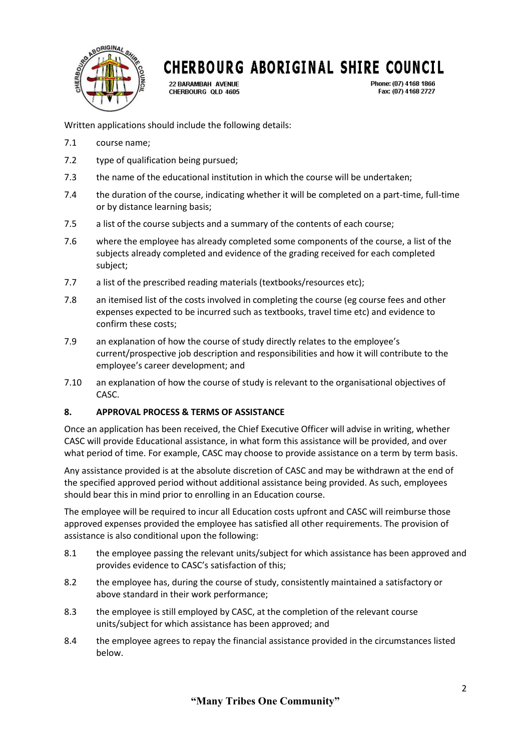Written applications should include the following details:

7.1 course name;

7.2 type of qualification being pursued;

7.3 the name of the educational institution in which the course will be undertaken;

7.4 the duration of the course, indicating whether it will be completed on a part-time, full-time or by distance learning basis;

7.5 a list of the course subjects and a summary of the contents of each course;

7.6 where the employee has already completed some components of the course, a list of the subjects already completed and evidence of the grading received for each completed subject;

7.7 a list of the prescribed reading materials (textbooks/resources etc);

7.8 an itemised list of the costs involved in completing the course (eg course fees and other expenses expected to be incurred such as textbooks, travel time etc) and evidence to confirm these costs;

7.9 an explanation of how the course of study directly relates to the employee's current/prospective job description and responsibilities and how it will contribute to the employee's career development; and

7.10 an explanation of how the course of study is relevant to the organisational objectives of CASC.

## 8. APPROVAL PROCESS & TERMS OF ASSISTANCE

Once an application has been received, the Chief Executive Officer will advise in writing, whether CASC will provide Educational assistance, in what form this assistance will be provided, and over what period of time. For example, CASC may choose to provide assistance on a term by term basis.

Any assistance provided is at the absolute discretion of CASC and may be withdrawn at the end of the specified approved period without additional assistance being provided. As such, employees should bear this in mind prior to enrolling in an Education course.

The employee will be required to incur all Education costs upfront and CASC will reimburse those approved expenses provided the employee has satisfied all other requirements. The provision of assistance is also conditional upon the following:

8.1 the employee passing the relevant units/subject for which assistance has been approved and provides evidence to CASC's satisfaction of this;

8.2 the employee has, during the course of study, consistently maintained a satisfactory or above standard in their work performance;

8.3 the employee is still employed by CASC, at the completion of the relevant course units/subject for which assistance has been approved; and

8.4 the employee agrees to repay the financial assistance provided in the circumstances listed below.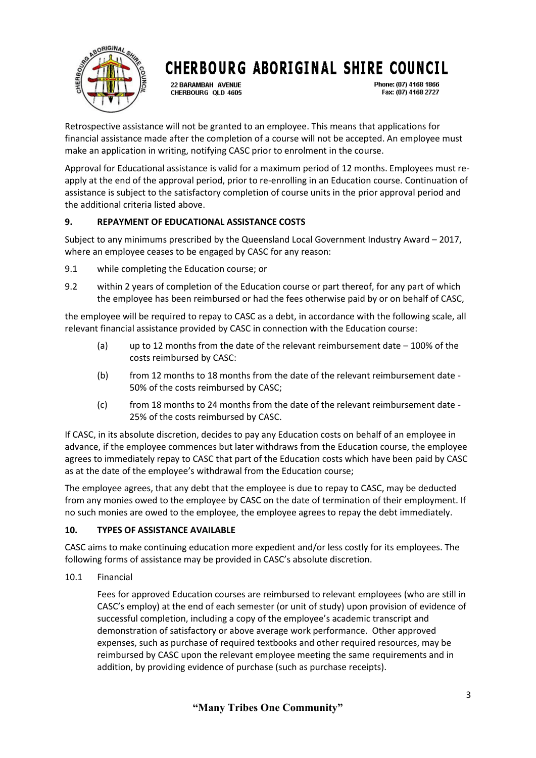Retrospective assistance will not be granted to an employee. This means that applications for financial assistance made after the completion of a course will not be accepted. An employee must make an application in writing, notifying CASC prior to enrolment in the course.

Approval for Educational assistance is valid for a maximum period of 12 months. Employees must re-apply at the end of the approval period, prior to re-enrolling in an Education course. Continuation of assistance is subject to the satisfactory completion of course units in the prior approval period and the additional criteria listed above.

## 9. REPAYMENT OF EDUCATIONAL ASSISTANCE COSTS

Subject to any minimums prescribed by the Queensland Local Government Industry Award – 2017, where an employee ceases to be engaged by CASC for any reason:

9.1 while completing the Education course; or

9.2 within 2 years of completion of the Education course or part thereof, for any part of which the employee has been reimbursed or had the fees otherwise paid by or on behalf of CASC,

the employee will be required to repay to CASC as a debt, in accordance with the following scale, all relevant financial assistance provided by CASC in connection with the Education course:

(a) up to 12 months from the date of the relevant reimbursement date – 100% of the costs reimbursed by CASC:

(b) from 12 months to 18 months from the date of the relevant reimbursement date - 50% of the costs reimbursed by CASC;

(c) from 18 months to 24 months from the date of the relevant reimbursement date - 25% of the costs reimbursed by CASC.

If CASC, in its absolute discretion, decides to pay any Education costs on behalf of an employee in advance, if the employee commences but later withdraws from the Education course, the employee agrees to immediately repay to CASC that part of the Education costs which have been paid by CASC as at the date of the employee's withdrawal from the Education course;

The employee agrees, that any debt that the employee is due to repay to CASC, may be deducted from any monies owed to the employee by CASC on the date of termination of their employment. If no such monies are owed to the employee, the employee agrees to repay the debt immediately.

## 10. TYPES OF ASSISTANCE AVAILABLE

CASC aims to make continuing education more expedient and/or less costly for its employees. The following forms of assistance may be provided in CASC's absolute discretion.

10.1 Financial

Fees for approved Education courses are reimbursed to relevant employees (who are still in CASC's employ) at the end of each semester (or unit of study) upon provision of evidence of successful completion, including a copy of the employee's academic transcript and demonstration of satisfactory or above average work performance. Other approved expenses, such as purchase of required textbooks and other required resources, may be reimbursed by CASC upon the relevant employee meeting the same requirements and in addition, by providing evidence of purchase (such as purchase receipts).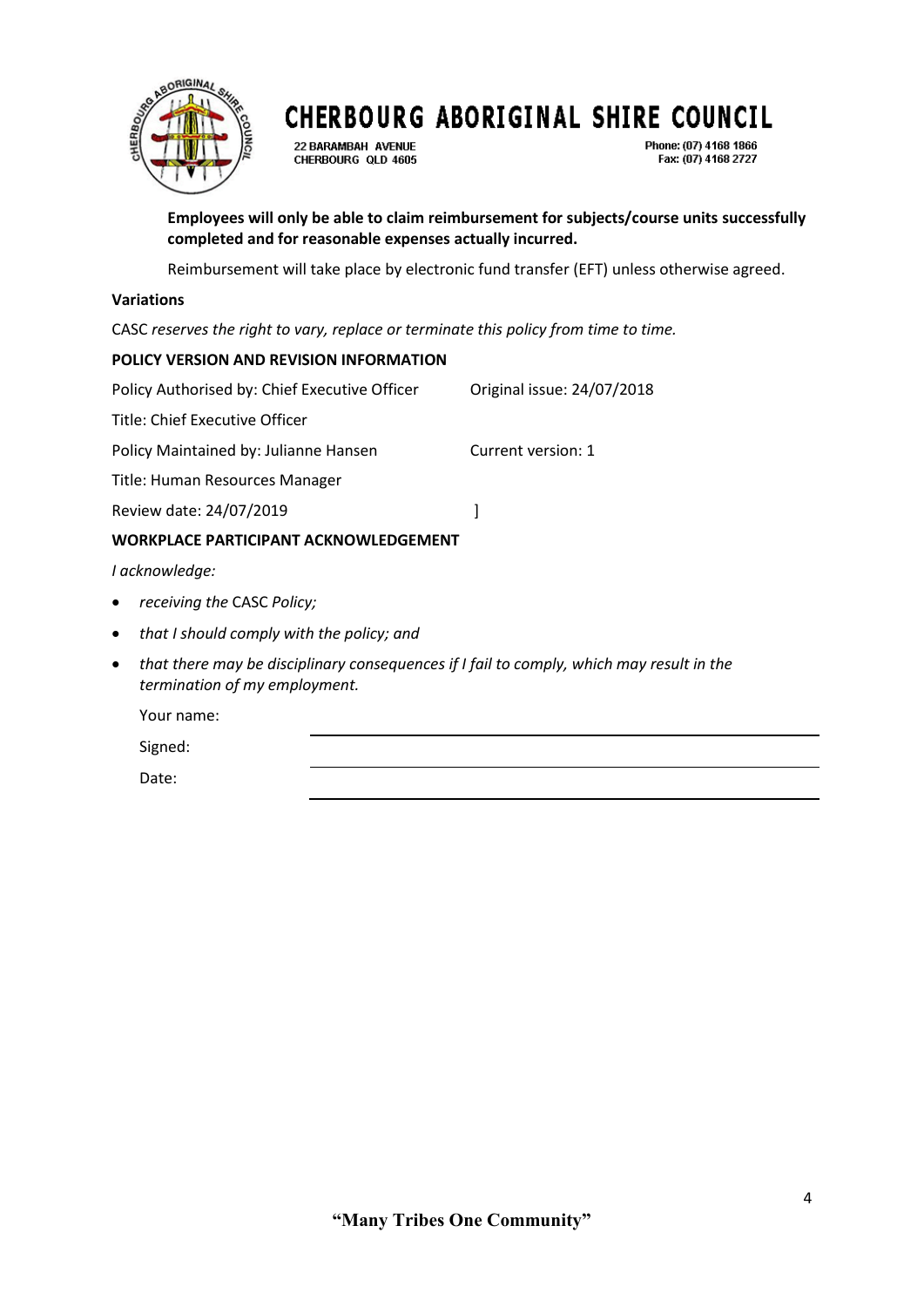**Employees will only be able to claim reimbursement for subjects/course units successfully completed and for reasonable expenses actually incurred.**

Reimbursement will take place by electronic fund transfer (EFT) unless otherwise agreed.

**Variations**

CASC *reserves the right to vary, replace or terminate this policy from time to time.*

**POLICY VERSION AND REVISION INFORMATION**

| | |
|---|---|
| Policy Authorised by: Chief Executive Officer | Original issue: 24/07/2018 |
| Title: Chief Executive Officer | |
| Policy Maintained by: Julianne Hansen | Current version: 1 |
| Title: Human Resources Manager | |
| Review date: 24/07/2019 | ] |

**WORKPLACE PARTICIPANT ACKNOWLEDGEMENT**

*I acknowledge:*

- *receiving the* CASC *Policy;*
- *that I should comply with the policy; and*
- *that there may be disciplinary consequences if I fail to comply, which may result in the termination of my employment.*

Your name: ______________________________

Signed: ______________________________

Date: ______________________________

**"Many Tribes One Community"**